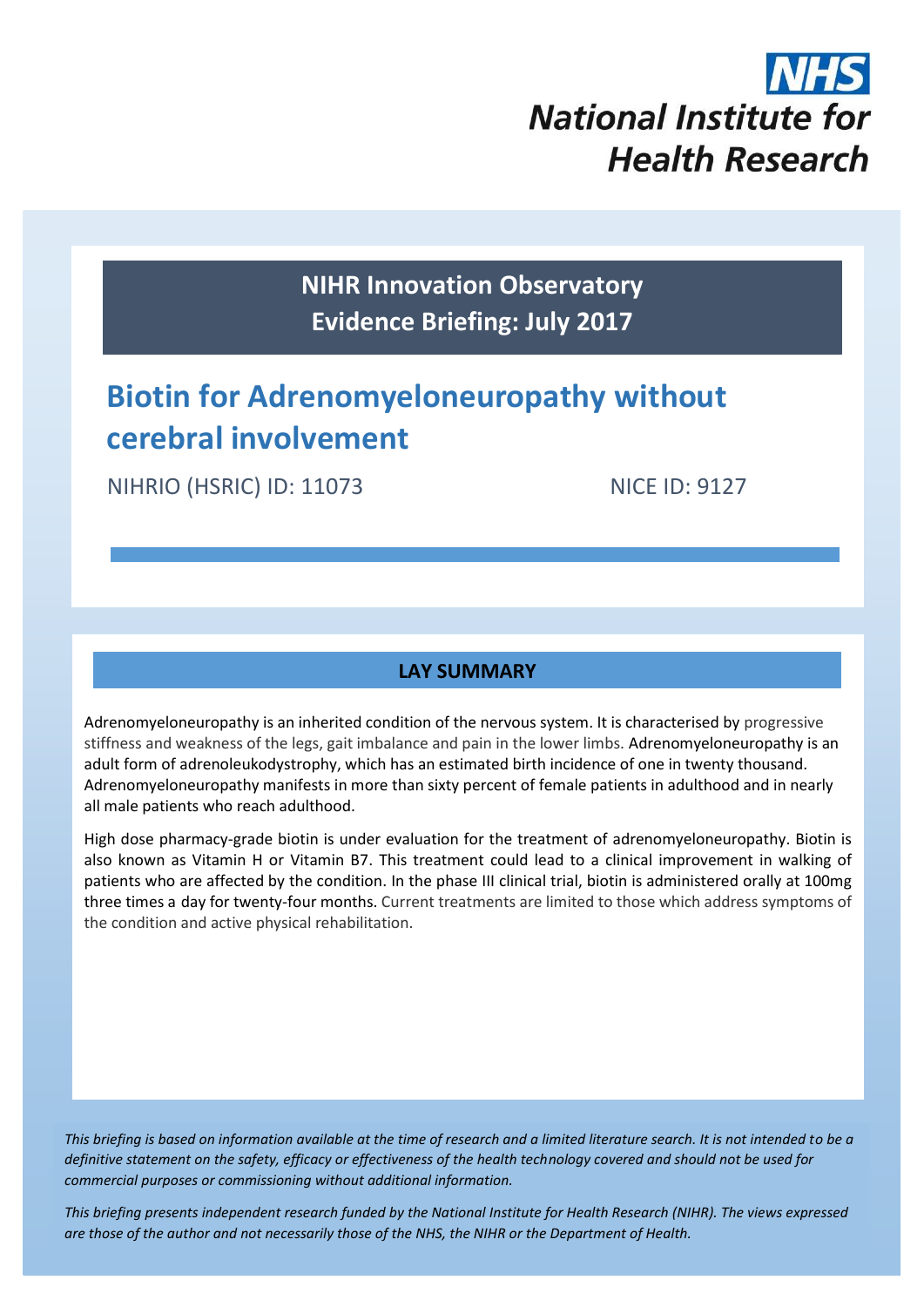NHS

National Institute for Health Research

**NIHR Innovation Observatory**
**Evidence Briefing: July 2017**

# Biotin for Adrenomyeloneuropathy without cerebral involvement

NIHRIO (HSRIC) ID: 11073 NICE ID: 9127

## LAY SUMMARY

Adrenomyeloneuropathy is an inherited condition of the nervous system. It is characterised by progressive stiffness and weakness of the legs, gait imbalance and pain in the lower limbs. Adrenomyeloneuropathy is an adult form of adrenoleukodystrophy, which has an estimated birth incidence of one in twenty thousand. Adrenomyeloneuropathy manifests in more than sixty percent of female patients in adulthood and in nearly all male patients who reach adulthood.

High dose pharmacy-grade biotin is under evaluation for the treatment of adrenomyeloneuropathy. Biotin is also known as Vitamin H or Vitamin B7. This treatment could lead to a clinical improvement in walking of patients who are affected by the condition. In the phase III clinical trial, biotin is administered orally at 100mg three times a day for twenty-four months. Current treatments are limited to those which address symptoms of the condition and active physical rehabilitation.

*This briefing is based on information available at the time of research and a limited literature search. It is not intended to be a definitive statement on the safety, efficacy or effectiveness of the health technology covered and should not be used for commercial purposes or commissioning without additional information.*

*This briefing presents independent research funded by the National Institute for Health Research (NIHR). The views expressed are those of the author and not necessarily those of the NHS, the NIHR or the Department of Health.*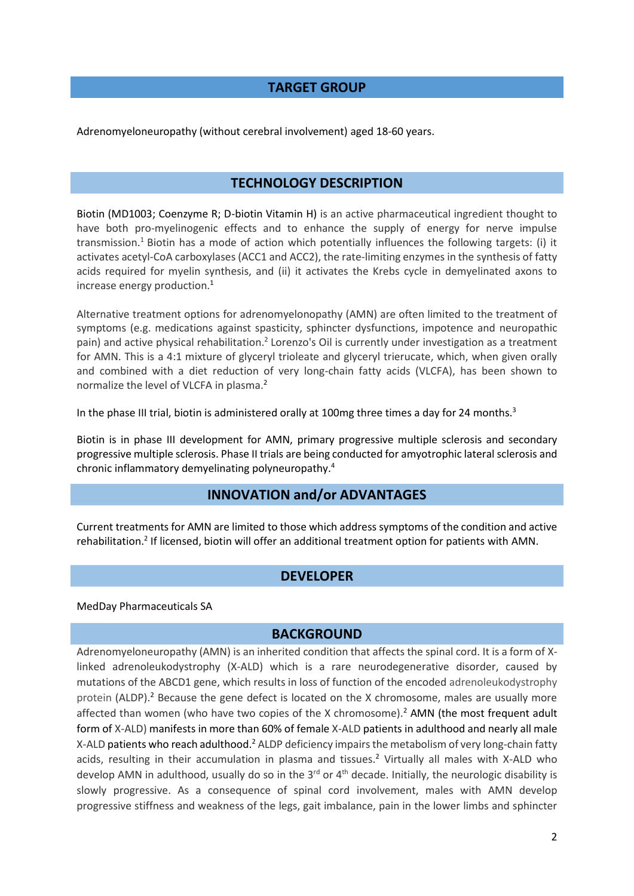## TARGET GROUP

Adrenomyeloneuropathy (without cerebral involvement) aged 18-60 years.

## TECHNOLOGY DESCRIPTION

Biotin (MD1003; Coenzyme R; D-biotin Vitamin H) is an active pharmaceutical ingredient thought to have both pro-myelinogenic effects and to enhance the supply of energy for nerve impulse transmission.[1] Biotin has a mode of action which potentially influences the following targets: (i) it activates acetyl-CoA carboxylases (ACC1 and ACC2), the rate-limiting enzymes in the synthesis of fatty acids required for myelin synthesis, and (ii) it activates the Krebs cycle in demyelinated axons to increase energy production.[1]

Alternative treatment options for adrenomyelonopathy (AMN) are often limited to the treatment of symptoms (e.g. medications against spasticity, sphincter dysfunctions, impotence and neuropathic pain) and active physical rehabilitation.[2] Lorenzo's Oil is currently under investigation as a treatment for AMN. This is a 4:1 mixture of glyceryl trioleate and glyceryl trierucate, which, when given orally and combined with a diet reduction of very long-chain fatty acids (VLCFA), has been shown to normalize the level of VLCFA in plasma.[2]

In the phase III trial, biotin is administered orally at 100mg three times a day for 24 months.[3]

Biotin is in phase III development for AMN, primary progressive multiple sclerosis and secondary progressive multiple sclerosis. Phase II trials are being conducted for amyotrophic lateral sclerosis and chronic inflammatory demyelinating polyneuropathy.[4]

## INNOVATION and/or ADVANTAGES

Current treatments for AMN are limited to those which address symptoms of the condition and active rehabilitation.[2] If licensed, biotin will offer an additional treatment option for patients with AMN.

## DEVELOPER

MedDay Pharmaceuticals SA

## BACKGROUND

Adrenomyeloneuropathy (AMN) is an inherited condition that affects the spinal cord. It is a form of X-linked adrenoleukodystrophy (X-ALD) which is a rare neurodegenerative disorder, caused by mutations of the ABCD1 gene, which results in loss of function of the encoded adrenoleukodystrophy protein (ALDP).[2] Because the gene defect is located on the X chromosome, males are usually more affected than women (who have two copies of the X chromosome).[2] AMN (the most frequent adult form of X-ALD) manifests in more than 60% of female X-ALD patients in adulthood and nearly all male X-ALD patients who reach adulthood.[2] ALDP deficiency impairs the metabolism of very long-chain fatty acids, resulting in their accumulation in plasma and tissues.[2] Virtually all males with X-ALD who develop AMN in adulthood, usually do so in the 3rd or 4th decade. Initially, the neurologic disability is slowly progressive. As a consequence of spinal cord involvement, males with AMN develop progressive stiffness and weakness of the legs, gait imbalance, pain in the lower limbs and sphincter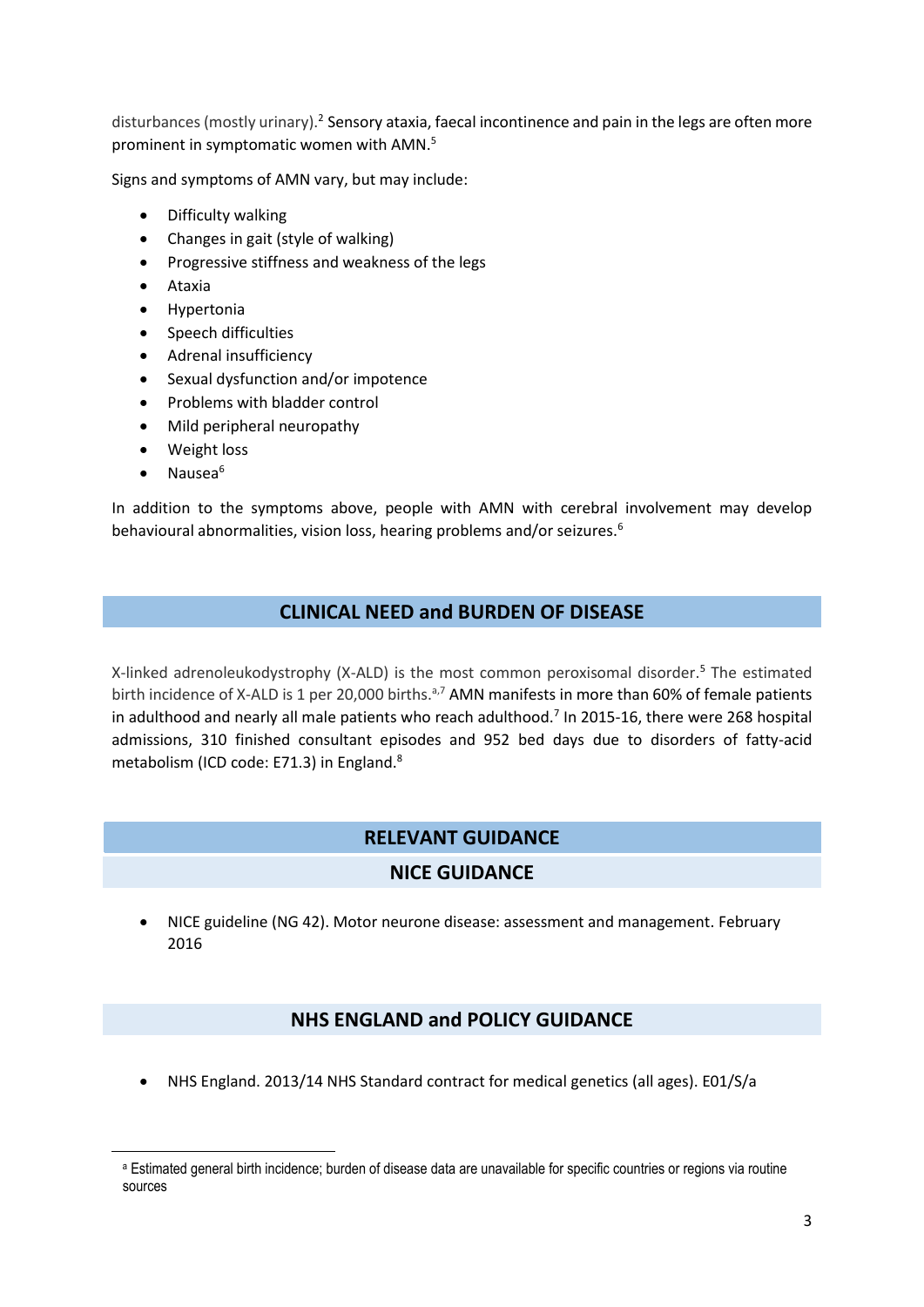disturbances (mostly urinary).[2] Sensory ataxia, faecal incontinence and pain in the legs are often more prominent in symptomatic women with AMN.[5]

Signs and symptoms of AMN vary, but may include:

- Difficulty walking
- Changes in gait (style of walking)
- Progressive stiffness and weakness of the legs
- Ataxia
- Hypertonia
- Speech difficulties
- Adrenal insufficiency
- Sexual dysfunction and/or impotence
- Problems with bladder control
- Mild peripheral neuropathy
- Weight loss
- Nausea[6]

In addition to the symptoms above, people with AMN with cerebral involvement may develop behavioural abnormalities, vision loss, hearing problems and/or seizures.[6]

## CLINICAL NEED and BURDEN OF DISEASE

X-linked adrenoleukodystrophy (X-ALD) is the most common peroxisomal disorder.[5] The estimated birth incidence of X-ALD is 1 per 20,000 births.[a,7] AMN manifests in more than 60% of female patients in adulthood and nearly all male patients who reach adulthood.[7] In 2015-16, there were 268 hospital admissions, 310 finished consultant episodes and 952 bed days due to disorders of fatty-acid metabolism (ICD code: E71.3) in England.[8]

## RELEVANT GUIDANCE

### NICE GUIDANCE

- NICE guideline (NG 42). Motor neurone disease: assessment and management. February 2016

### NHS ENGLAND and POLICY GUIDANCE

- NHS England. 2013/14 NHS Standard contract for medical genetics (all ages). E01/S/a

[a] Estimated general birth incidence; burden of disease data are unavailable for specific countries or regions via routine sources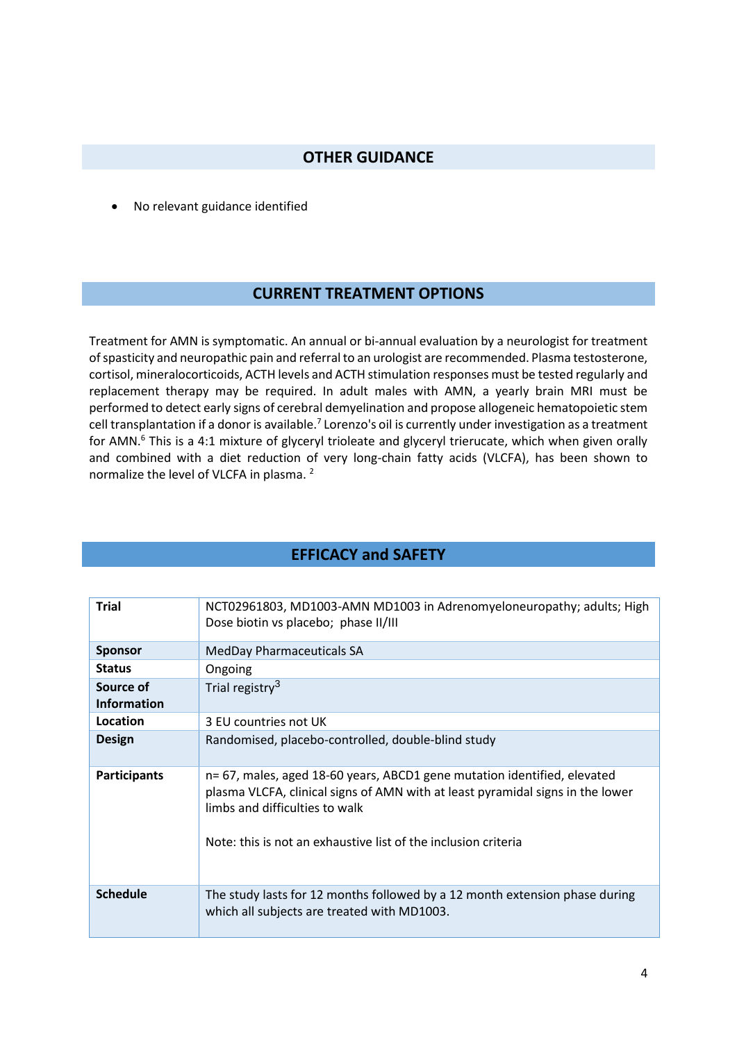## OTHER GUIDANCE

- No relevant guidance identified

## CURRENT TREATMENT OPTIONS

Treatment for AMN is symptomatic. An annual or bi-annual evaluation by a neurologist for treatment of spasticity and neuropathic pain and referral to an urologist are recommended. Plasma testosterone, cortisol, mineralocorticoids, ACTH levels and ACTH stimulation responses must be tested regularly and replacement therapy may be required. In adult males with AMN, a yearly brain MRI must be performed to detect early signs of cerebral demyelination and propose allogeneic hematopoietic stem cell transplantation if a donor is available.[7] Lorenzo's oil is currently under investigation as a treatment for AMN.[6] This is a 4:1 mixture of glyceryl trioleate and glyceryl trierucate, which when given orally and combined with a diet reduction of very long-chain fatty acids (VLCFA), has been shown to normalize the level of VLCFA in plasma. [2]

## EFFICACY and SAFETY

| | |
|---|---|
| **Trial** | NCT02961803, MD1003-AMN MD1003 in Adrenomyeloneuropathy; adults; High Dose biotin vs placebo; phase II/III |
| **Sponsor** | MedDay Pharmaceuticals SA |
| **Status** | Ongoing |
| **Source of Information** | Trial registry[3] |
| **Location** | 3 EU countries not UK |
| **Design** | Randomised, placebo-controlled, double-blind study |
| **Participants** | n= 67, males, aged 18-60 years, ABCD1 gene mutation identified, elevated plasma VLCFA, clinical signs of AMN with at least pyramidal signs in the lower limbs and difficulties to walk<br><br>Note: this is not an exhaustive list of the inclusion criteria |
| **Schedule** | The study lasts for 12 months followed by a 12 month extension phase during which all subjects are treated with MD1003. |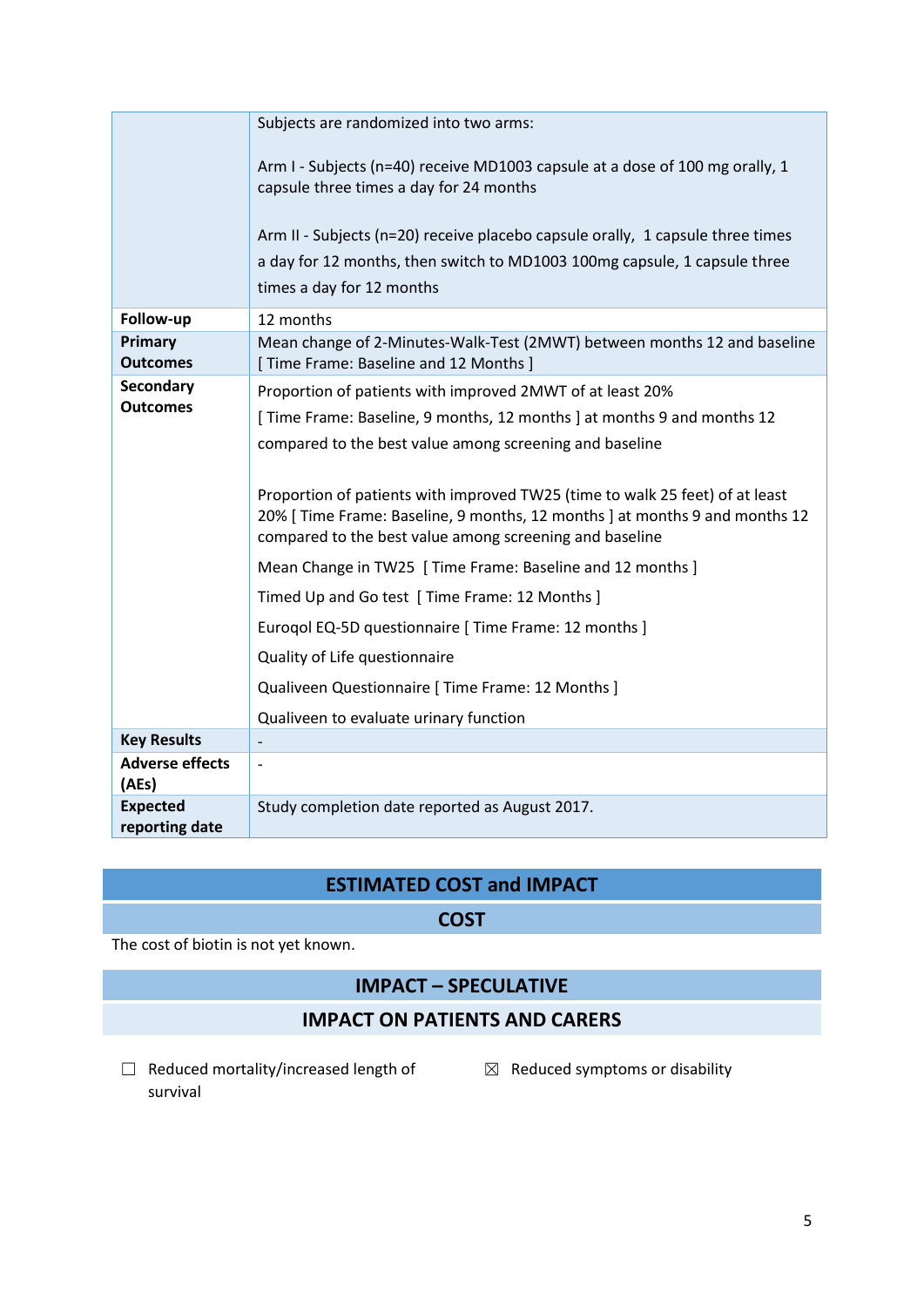| | |
|---|---|
| | Subjects are randomized into two arms:<br><br>Arm I - Subjects (n=40) receive MD1003 capsule at a dose of 100 mg orally, 1 capsule three times a day for 24 months<br><br>Arm II - Subjects (n=20) receive placebo capsule orally, 1 capsule three times a day for 12 months, then switch to MD1003 100mg capsule, 1 capsule three times a day for 12 months |
| **Follow-up** | 12 months |
| **Primary Outcomes** | Mean change of 2-Minutes-Walk-Test (2MWT) between months 12 and baseline [ Time Frame: Baseline and 12 Months ] |
| **Secondary Outcomes** | Proportion of patients with improved 2MWT of at least 20%<br>[ Time Frame: Baseline, 9 months, 12 months ] at months 9 and months 12 compared to the best value among screening and baseline<br><br>Proportion of patients with improved TW25 (time to walk 25 feet) of at least 20% [ Time Frame: Baseline, 9 months, 12 months ] at months 9 and months 12 compared to the best value among screening and baseline<br>Mean Change in TW25 [ Time Frame: Baseline and 12 months ]<br>Timed Up and Go test [ Time Frame: 12 Months ]<br>Euroqol EQ-5D questionnaire [ Time Frame: 12 months ]<br>Quality of Life questionnaire<br>Qualiveen Questionnaire [ Time Frame: 12 Months ]<br>Qualiveen to evaluate urinary function |
| **Key Results** | - |
| **Adverse effects (AEs)** | - |
| **Expected reporting date** | Study completion date reported as August 2017. |

## ESTIMATED COST and IMPACT

### COST

The cost of biotin is not yet known.

### IMPACT – SPECULATIVE

### IMPACT ON PATIENTS AND CARERS

☐ Reduced mortality/increased length of survival

☒ Reduced symptoms or disability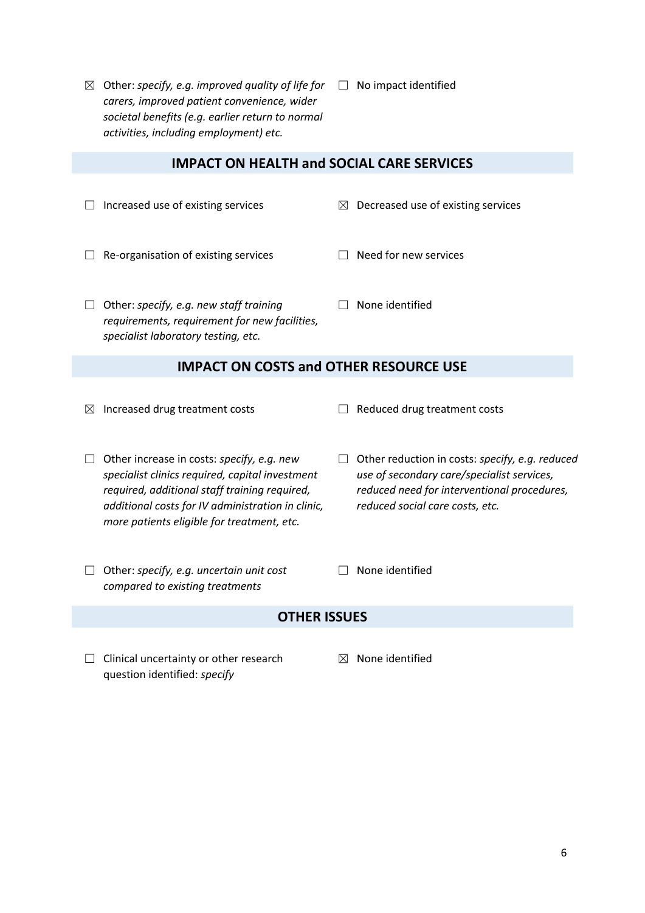☒ Other: *specify, e.g. improved quality of life for carers, improved patient convenience, wider societal benefits (e.g. earlier return to normal activities, including employment) etc.*

☐ No impact identified

## IMPACT ON HEALTH and SOCIAL CARE SERVICES

☐ Increased use of existing services

☒ Decreased use of existing services

☐ Re-organisation of existing services

☐ Need for new services

☐ Other: *specify, e.g. new staff training requirements, requirement for new facilities, specialist laboratory testing, etc.*

☐ None identified

## IMPACT ON COSTS and OTHER RESOURCE USE

☒ Increased drug treatment costs

☐ Reduced drug treatment costs

☐ Other increase in costs: *specify, e.g. new specialist clinics required, capital investment required, additional staff training required, additional costs for IV administration in clinic, more patients eligible for treatment, etc.*

☐ Other reduction in costs: *specify, e.g. reduced use of secondary care/specialist services, reduced need for interventional procedures, reduced social care costs, etc.*

☐ Other: *specify, e.g. uncertain unit cost compared to existing treatments*

☐ None identified

## OTHER ISSUES

☐ Clinical uncertainty or other research question identified: *specify*

☒ None identified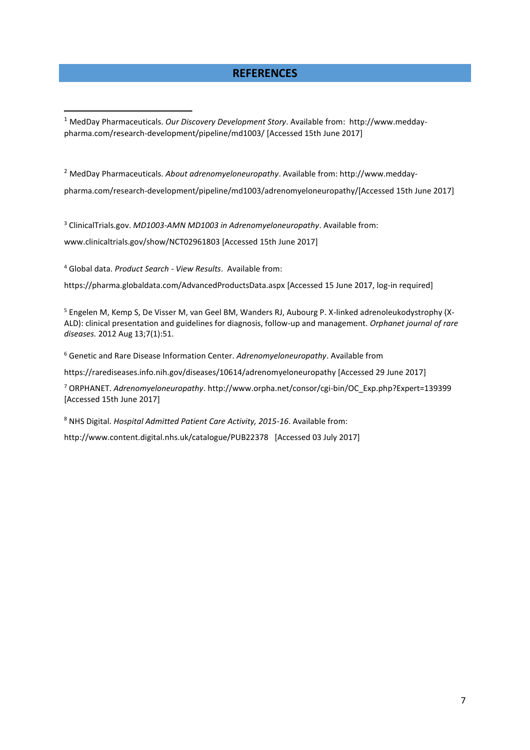## REFERENCES

[1] MedDay Pharmaceuticals. *Our Discovery Development Story*. Available from: http://www.medday-pharma.com/research-development/pipeline/md1003/ [Accessed 15th June 2017]

[2] MedDay Pharmaceuticals. *About adrenomyeloneuropathy*. Available from: http://www.medday-pharma.com/research-development/pipeline/md1003/adrenomyeloneuropathy/[Accessed 15th June 2017]

[3] ClinicalTrials.gov. *MD1003-AMN MD1003 in Adrenomyeloneuropathy*. Available from: www.clinicaltrials.gov/show/NCT02961803 [Accessed 15th June 2017]

[4] Global data. *Product Search - View Results*. Available from: https://pharma.globaldata.com/AdvancedProductsData.aspx [Accessed 15 June 2017, log-in required]

[5] Engelen M, Kemp S, De Visser M, van Geel BM, Wanders RJ, Aubourg P. X-linked adrenoleukodystrophy (X-ALD): clinical presentation and guidelines for diagnosis, follow-up and management. *Orphanet journal of rare diseases.* 2012 Aug 13;7(1):51.

[6] Genetic and Rare Disease Information Center. *Adrenomyeloneuropathy*. Available from https://rarediseases.info.nih.gov/diseases/10614/adrenomyeloneuropathy [Accessed 29 June 2017]

[7] ORPHANET. *Adrenomyeloneuropathy*. http://www.orpha.net/consor/cgi-bin/OC_Exp.php?Expert=139399 [Accessed 15th June 2017]

[8] NHS Digital. *Hospital Admitted Patient Care Activity, 2015-16*. Available from: http://www.content.digital.nhs.uk/catalogue/PUB22378 [Accessed 03 July 2017]